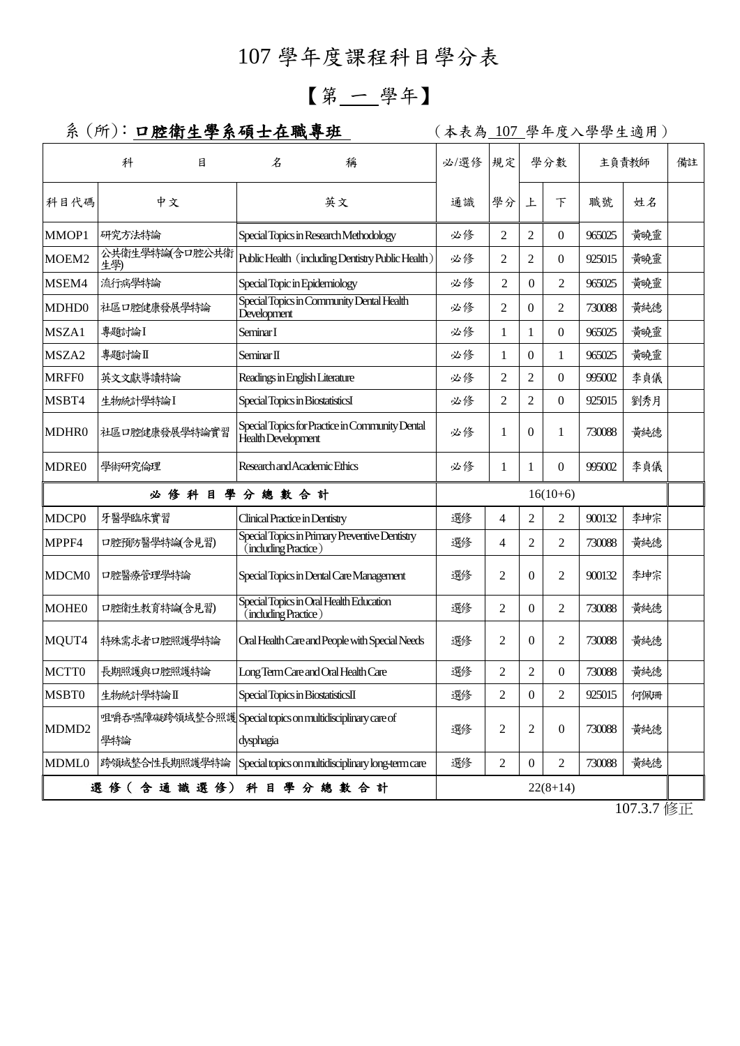# 107 學年度課程科目學分表

## 【第 一 學年】

系（所）：**口腔衛生學系碩士在職專班**　　（本表為 107 學年度入學學生適用）

| 科目 | 名稱 | | 必/選修 | 規定 | 學分數 | | 主負責教師 | | 備註 |
|---|---|---|---|---|---|---|---|---|---|
| 科目代碼 | 中文 | 英文 | 通識 | 學分 | 上 | 下 | 職號 | 姓名 | |
| MMOP1 | 研究方法特論 | Special Topics in Research Methodology | 必修 | 2 | 2 | 0 | 965025 | 黃曉靈 | |
| MOEM2 | 公共衛生學特論(含口腔公共衛生學) | Public Health（including Dentistry Public Health） | 必修 | 2 | 2 | 0 | 925015 | 黃曉靈 | |
| MSEM4 | 流行病學特論 | Special Topic in Epidemiology | 必修 | 2 | 0 | 2 | 965025 | 黃曉靈 | |
| MDHD0 | 社區口腔健康發展學特論 | Special Topics in Community Dental Health Development | 必修 | 2 | 0 | 2 | 730088 | 黃純德 | |
| MSZA1 | 專題討論Ⅰ | Seminar I | 必修 | 1 | 1 | 0 | 965025 | 黃曉靈 | |
| MSZA2 | 專題討論Ⅱ | Seminar II | 必修 | 1 | 0 | 1 | 965025 | 黃曉靈 | |
| MRFF0 | 英文文獻導讀特論 | Readings in English Literature | 必修 | 2 | 2 | 0 | 995002 | 李貞儀 | |
| MSBT4 | 生物統計學特論Ⅰ | Special Topics in BiostatisticsI | 必修 | 2 | 2 | 0 | 925015 | 劉秀月 | |
| MDHR0 | 社區口腔健康發展學特論實習 | Special Topics for Practice in Community Dental Health Development | 必修 | 1 | 0 | 1 | 730088 | 黃純德 | |
| MDRE0 | 學術研究倫理 | Research and Academic Ethics | 必修 | 1 | 1 | 0 | 995002 | 李貞儀 | |
| **必修科目學分總數合計** | | | 16(10+6) | | | | | | |
| MDCP0 | 牙醫學臨床實習 | Clinical Practice in Dentistry | 選修 | 4 | 2 | 2 | 900132 | 李坤宗 | |
| MPPF4 | 口腔預防醫學特論(含見習) | Special Topics in Primary Preventive Dentistry（including Practice） | 選修 | 4 | 2 | 2 | 730088 | 黃純德 | |
| MDCM0 | 口腔醫療管理學特論 | Special Topics in Dental Care Management | 選修 | 2 | 0 | 2 | 900132 | 李坤宗 | |
| MOHE0 | 口腔衛生教育特論(含見習) | Special Topics in Oral Health Education（including Practice） | 選修 | 2 | 0 | 2 | 730088 | 黃純德 | |
| MQUT4 | 特殊需求者口腔照護學特論 | Oral Health Care and People with Special Needs | 選修 | 2 | 0 | 2 | 730088 | 黃純德 | |
| MCTT0 | 長期照護與口腔照護特論 | Long Term Care and Oral Health Care | 選修 | 2 | 2 | 0 | 730088 | 黃純德 | |
| MSBT0 | 生物統計學特論Ⅱ | Special Topics in BiostatisticsII | 選修 | 2 | 0 | 2 | 925015 | 何佩珊 | |
| MDMD2 | 咀嚼吞嚥障礙跨領域整合照護學特論 | Special topics on multidisciplinary care of dysphagia | 選修 | 2 | 2 | 0 | 730088 | 黃純德 | |
| MDML0 | 跨領域整合性長期照護學特論 | Special topics on multidisciplinary long-term care | 選修 | 2 | 0 | 2 | 730088 | 黃純德 | |
| **選修（含通識選修）科目學分總數合計** | | | 22(8+14) | | | | | | |

107.3.7 修正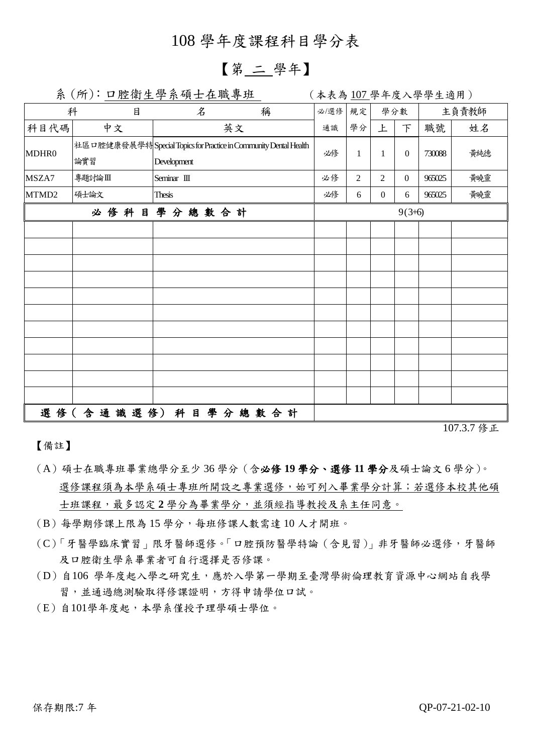# 108 學年度課程科目學分表

## 【第 二 學年】

系(所):口腔衛生學系碩士在職專班　　(本表為 107 學年度入學學生適用)

| 科目代碼 | 科目名稱 中文 | 科目名稱 英文 | 必/選修 通識 | 規定學分 | 學分數 上 | 學分數 下 | 主負責教師 職號 | 主負責教師 姓名 |
|---|---|---|---|---|---|---|---|---|
| MDHR0 | 社區口腔健康發展學特論實習 | Special Topics for Practice in Community Dental Health Development | 必修 | 1 | 1 | 0 | 730088 | 黃純德 |
| MSZA7 | 專題討論Ⅲ | Seminar Ⅲ | 必修 | 2 | 2 | 0 | 965025 | 黃曉靈 |
| MTMD2 | 碩士論文 | Thesis | 必修 | 6 | 0 | 6 | 965025 | 黃曉靈 |
| 必修科目學分總數合計 | | | 9(3+6) | | | | | |
| | | | | | | | | |
| | | | | | | | | |
| | | | | | | | | |
| | | | | | | | | |
| | | | | | | | | |
| | | | | | | | | |
| | | | | | | | | |
| | | | | | | | | |
| | | | | | | | | |
| | | | | | | | | |
| | | | | | | | | |
| 選修(含通識選修)科目學分總數合計 | | | | | | | | |

107.3.7 修正

【備註】

(A) 碩士在職專班畢業總學分至少 36 學分(含**必修 19 學分、選修 11 學分**及碩士論文 6 學分)。選修課程須為本學系碩士專班所開設之專業選修,始可列入畢業學分計算;若選修本校其他碩士班課程,最多認定 **2** 學分為畢業學分,並須經指導教授及系主任同意。

(B) 每學期修課上限為 15 學分,每班修課人數需達 10 人才開班。

(C)「牙醫學臨床實習」限牙醫師選修。「口腔預防醫學特論(含見習)」非牙醫師必選修,牙醫師及口腔衛生學系畢業者可自行選擇是否修課。

(D) 自106 學年度起入學之研究生,應於入學第一學期至臺灣學術倫理教育資源中心網站自我學習,並通過總測驗取得修課證明,方得申請學位口試。

(E) 自101學年度起,本學系僅授予理學碩士學位。

保存期限:7 年　　QP-07-21-02-10